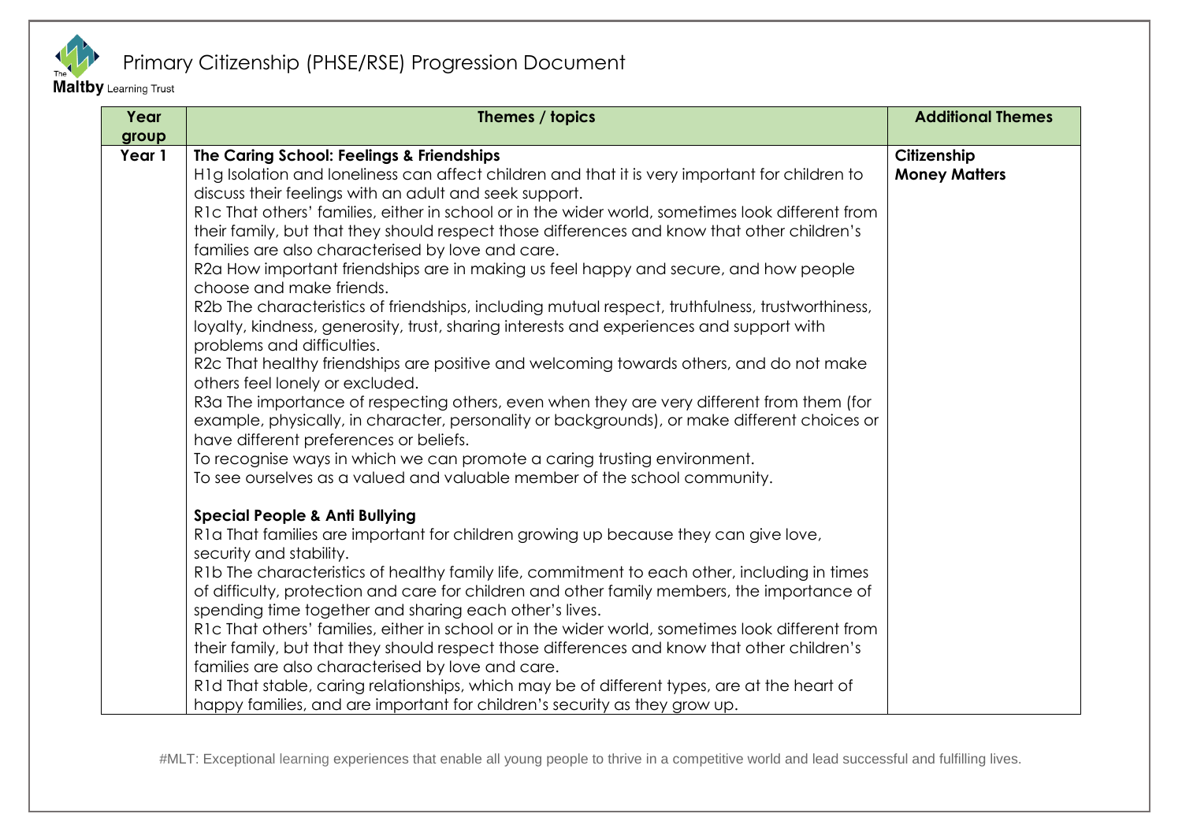# Primary Citizenship (PHSE/RSE) Progression Document

| Year group | Themes / topics | Additional Themes |
| --- | --- | --- |
| Year 1 | **The Caring School: Feelings & Friendships**<br>H1g Isolation and loneliness can affect children and that it is very important for children to discuss their feelings with an adult and seek support.<br>R1c That others' families, either in school or in the wider world, sometimes look different from their family, but that they should respect those differences and know that other children's families are also characterised by love and care.<br>R2a How important friendships are in making us feel happy and secure, and how people choose and make friends.<br>R2b The characteristics of friendships, including mutual respect, truthfulness, trustworthiness, loyalty, kindness, generosity, trust, sharing interests and experiences and support with problems and difficulties.<br>R2c That healthy friendships are positive and welcoming towards others, and do not make others feel lonely or excluded.<br>R3a The importance of respecting others, even when they are very different from them (for example, physically, in character, personality or backgrounds), or make different choices or have different preferences or beliefs.<br>To recognise ways in which we can promote a caring trusting environment.<br>To see ourselves as a valued and valuable member of the school community.<br><br>**Special People & Anti Bullying**<br>R1a That families are important for children growing up because they can give love, security and stability.<br>R1b The characteristics of healthy family life, commitment to each other, including in times of difficulty, protection and care for children and other family members, the importance of spending time together and sharing each other's lives.<br>R1c That others' families, either in school or in the wider world, sometimes look different from their family, but that they should respect those differences and know that other children's families are also characterised by love and care.<br>R1d That stable, caring relationships, which may be of different types, are at the heart of happy families, and are important for children's security as they grow up. | **Citizenship**<br>**Money Matters** |

#MLT: Exceptional learning experiences that enable all young people to thrive in a competitive world and lead successful and fulfilling lives.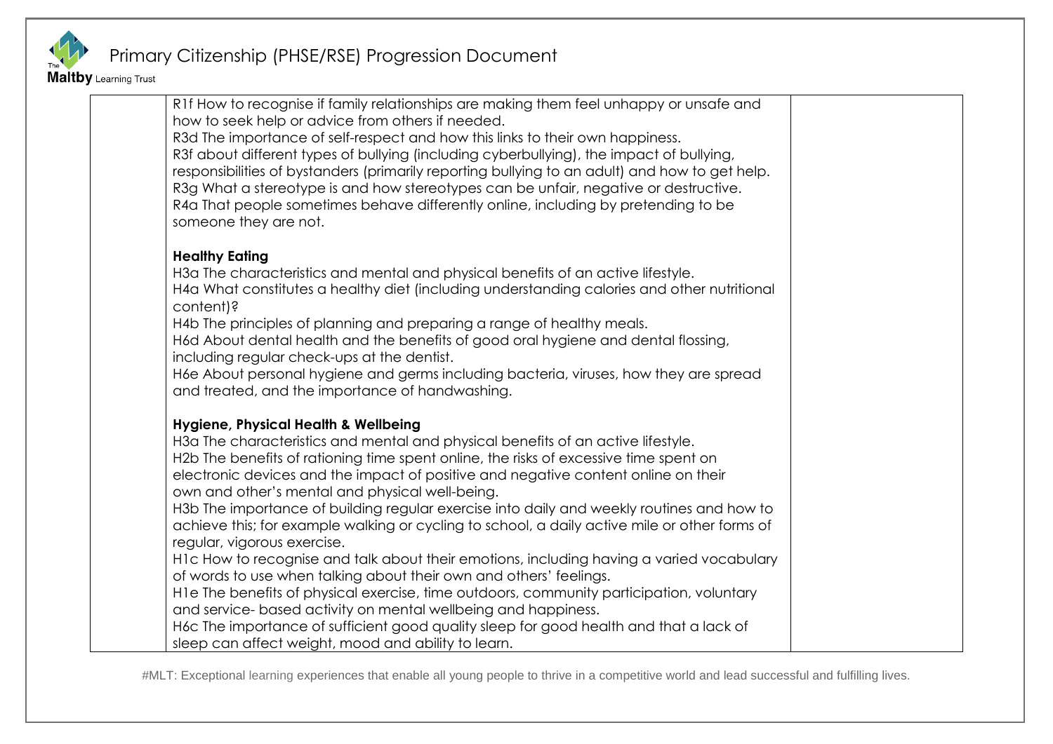| | | |
|---|---|---|
| | R1f How to recognise if family relationships are making them feel unhappy or unsafe and how to seek help or advice from others if needed.<br>R3d The importance of self-respect and how this links to their own happiness.<br>R3f about different types of bullying (including cyberbullying), the impact of bullying, responsibilities of bystanders (primarily reporting bullying to an adult) and how to get help.<br>R3g What a stereotype is and how stereotypes can be unfair, negative or destructive.<br>R4a That people sometimes behave differently online, including by pretending to be someone they are not.<br><br>**Healthy Eating**<br>H3a The characteristics and mental and physical benefits of an active lifestyle.<br>H4a What constitutes a healthy diet (including understanding calories and other nutritional content)?<br>H4b The principles of planning and preparing a range of healthy meals.<br>H6d About dental health and the benefits of good oral hygiene and dental flossing, including regular check-ups at the dentist.<br>H6e About personal hygiene and germs including bacteria, viruses, how they are spread and treated, and the importance of handwashing.<br><br>**Hygiene, Physical Health & Wellbeing**<br>H3a The characteristics and mental and physical benefits of an active lifestyle.<br>H2b The benefits of rationing time spent online, the risks of excessive time spent on electronic devices and the impact of positive and negative content online on their own and other's mental and physical well-being.<br>H3b The importance of building regular exercise into daily and weekly routines and how to achieve this; for example walking or cycling to school, a daily active mile or other forms of regular, vigorous exercise.<br>H1c How to recognise and talk about their emotions, including having a varied vocabulary of words to use when talking about their own and others' feelings.<br>H1e The benefits of physical exercise, time outdoors, community participation, voluntary and service- based activity on mental wellbeing and happiness.<br>H6c The importance of sufficient good quality sleep for good health and that a lack of sleep can affect weight, mood and ability to learn. | |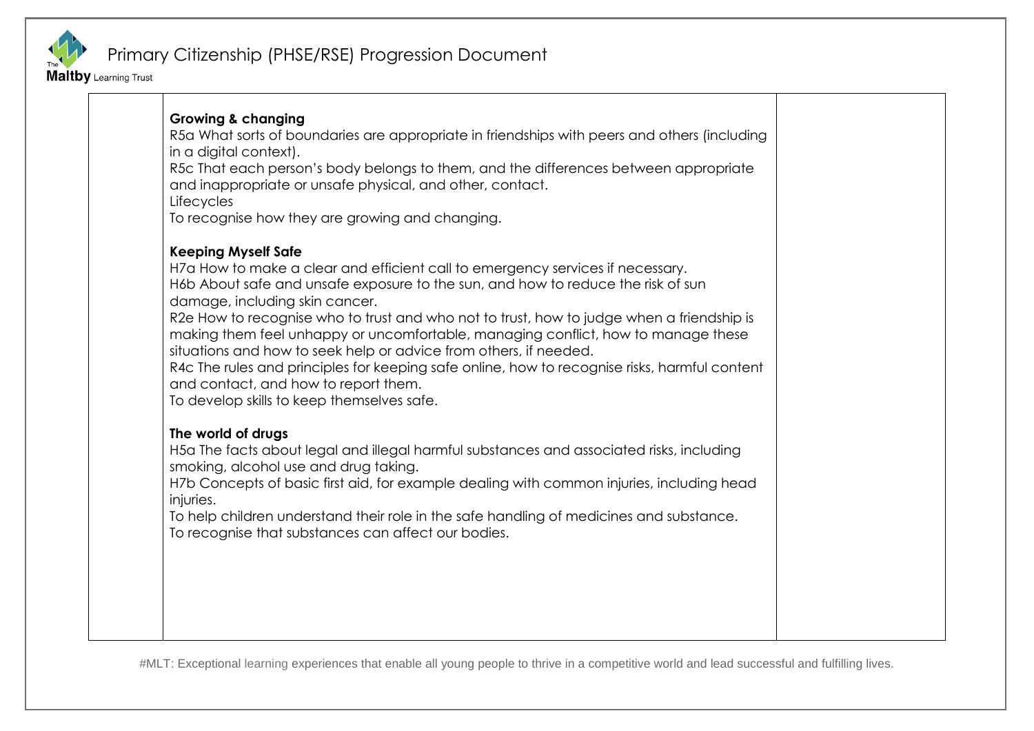| | | |
|---|---|---|
| | **Growing & changing**<br>R5a What sorts of boundaries are appropriate in friendships with peers and others (including in a digital context).<br>R5c That each person's body belongs to them, and the differences between appropriate and inappropriate or unsafe physical, and other, contact.<br>Lifecycles<br>To recognise how they are growing and changing.<br><br>**Keeping Myself Safe**<br>H7a How to make a clear and efficient call to emergency services if necessary.<br>H6b About safe and unsafe exposure to the sun, and how to reduce the risk of sun damage, including skin cancer.<br>R2e How to recognise who to trust and who not to trust, how to judge when a friendship is making them feel unhappy or uncomfortable, managing conflict, how to manage these situations and how to seek help or advice from others, if needed.<br>R4c The rules and principles for keeping safe online, how to recognise risks, harmful content and contact, and how to report them.<br>To develop skills to keep themselves safe.<br><br>**The world of drugs**<br>H5a The facts about legal and illegal harmful substances and associated risks, including smoking, alcohol use and drug taking.<br>H7b Concepts of basic first aid, for example dealing with common injuries, including head injuries.<br>To help children understand their role in the safe handling of medicines and substance.<br>To recognise that substances can affect our bodies. | |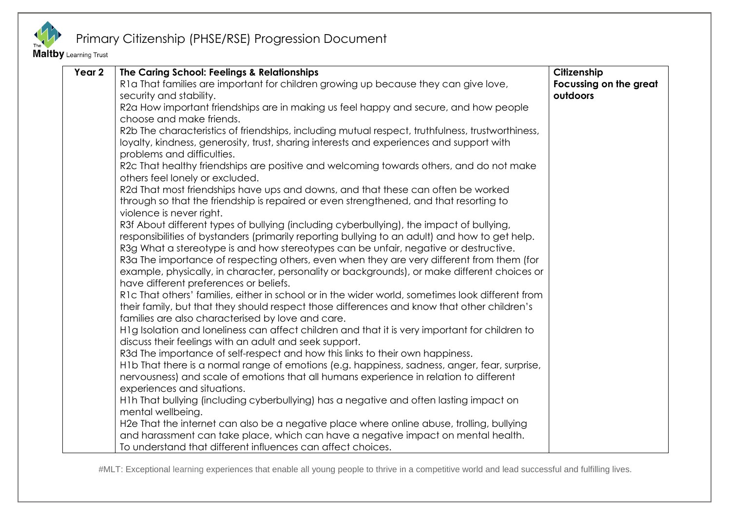| Year 2 | **The Caring School: Feelings & Relationships** | **Citizenship Focussing on the great outdoors** |
|---|---|---|
| | R1a That families are important for children growing up because they can give love, security and stability.<br>R2a How important friendships are in making us feel happy and secure, and how people choose and make friends.<br>R2b The characteristics of friendships, including mutual respect, truthfulness, trustworthiness, loyalty, kindness, generosity, trust, sharing interests and experiences and support with problems and difficulties.<br>R2c That healthy friendships are positive and welcoming towards others, and do not make others feel lonely or excluded.<br>R2d That most friendships have ups and downs, and that these can often be worked through so that the friendship is repaired or even strengthened, and that resorting to violence is never right.<br>R3f About different types of bullying (including cyberbullying), the impact of bullying, responsibilities of bystanders (primarily reporting bullying to an adult) and how to get help.<br>R3g What a stereotype is and how stereotypes can be unfair, negative or destructive.<br>R3a The importance of respecting others, even when they are very different from them (for example, physically, in character, personality or backgrounds), or make different choices or have different preferences or beliefs.<br>R1c That others' families, either in school or in the wider world, sometimes look different from their family, but that they should respect those differences and know that other children's families are also characterised by love and care.<br>H1g Isolation and loneliness can affect children and that it is very important for children to discuss their feelings with an adult and seek support.<br>R3d The importance of self-respect and how this links to their own happiness.<br>H1b That there is a normal range of emotions (e.g. happiness, sadness, anger, fear, surprise, nervousness) and scale of emotions that all humans experience in relation to different experiences and situations.<br>H1h That bullying (including cyberbullying) has a negative and often lasting impact on mental wellbeing.<br>H2e That the internet can also be a negative place where online abuse, trolling, bullying and harassment can take place, which can have a negative impact on mental health.<br>To understand that different influences can affect choices. | |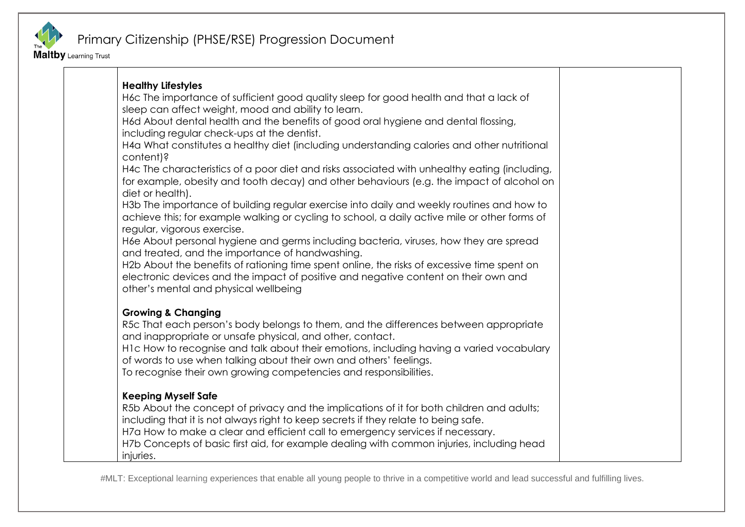| | | |
|---|---|---|
| | **Healthy Lifestyles**<br>H6c The importance of sufficient good quality sleep for good health and that a lack of sleep can affect weight, mood and ability to learn.<br>H6d About dental health and the benefits of good oral hygiene and dental flossing, including regular check-ups at the dentist.<br>H4a What constitutes a healthy diet (including understanding calories and other nutritional content)?<br>H4c The characteristics of a poor diet and risks associated with unhealthy eating (including, for example, obesity and tooth decay) and other behaviours (e.g. the impact of alcohol on diet or health).<br>H3b The importance of building regular exercise into daily and weekly routines and how to achieve this; for example walking or cycling to school, a daily active mile or other forms of regular, vigorous exercise.<br>H6e About personal hygiene and germs including bacteria, viruses, how they are spread and treated, and the importance of handwashing.<br>H2b About the benefits of rationing time spent online, the risks of excessive time spent on electronic devices and the impact of positive and negative content on their own and other's mental and physical wellbeing<br><br>**Growing & Changing**<br>R5c That each person's body belongs to them, and the differences between appropriate and inappropriate or unsafe physical, and other, contact.<br>H1c How to recognise and talk about their emotions, including having a varied vocabulary of words to use when talking about their own and others' feelings.<br>To recognise their own growing competencies and responsibilities.<br><br>**Keeping Myself Safe**<br>R5b About the concept of privacy and the implications of it for both children and adults; including that it is not always right to keep secrets if they relate to being safe.<br>H7a How to make a clear and efficient call to emergency services if necessary.<br>H7b Concepts of basic first aid, for example dealing with common injuries, including head injuries. | |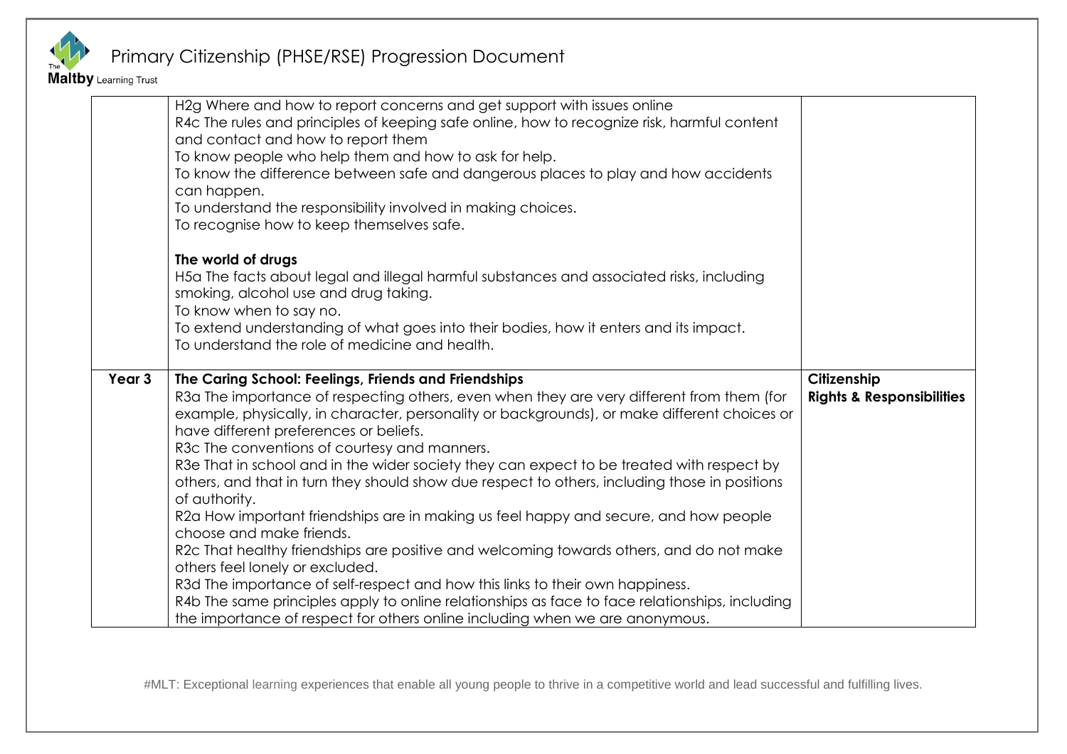| | | |
|---|---|---|
| | H2g Where and how to report concerns and get support with issues online<br>R4c The rules and principles of keeping safe online, how to recognize risk, harmful content and contact and how to report them<br>To know people who help them and how to ask for help.<br>To know the difference between safe and dangerous places to play and how accidents can happen.<br>To understand the responsibility involved in making choices.<br>To recognise how to keep themselves safe.<br><br>**The world of drugs**<br>H5a The facts about legal and illegal harmful substances and associated risks, including smoking, alcohol use and drug taking.<br>To know when to say no.<br>To extend understanding of what goes into their bodies, how it enters and its impact.<br>To understand the role of medicine and health. | |
| **Year 3** | **The Caring School: Feelings, Friends and Friendships**<br>R3a The importance of respecting others, even when they are very different from them (for example, physically, in character, personality or backgrounds), or make different choices or have different preferences or beliefs.<br>R3c The conventions of courtesy and manners.<br>R3e That in school and in the wider society they can expect to be treated with respect by others, and that in turn they should show due respect to others, including those in positions of authority.<br>R2a How important friendships are in making us feel happy and secure, and how people choose and make friends.<br>R2c That healthy friendships are positive and welcoming towards others, and do not make others feel lonely or excluded.<br>R3d The importance of self-respect and how this links to their own happiness.<br>R4b The same principles apply to online relationships as face to face relationships, including the importance of respect for others online including when we are anonymous. | **Citizenship**<br>**Rights & Responsibilities** |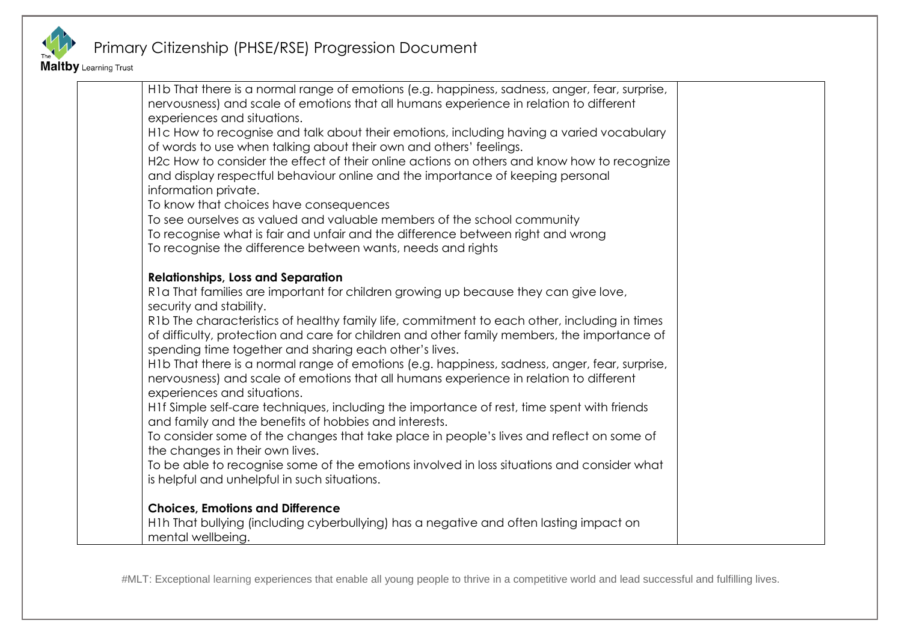| | | |
|---|---|---|
| | H1b That there is a normal range of emotions (e.g. happiness, sadness, anger, fear, surprise, nervousness) and scale of emotions that all humans experience in relation to different experiences and situations.<br>H1c How to recognise and talk about their emotions, including having a varied vocabulary of words to use when talking about their own and others' feelings.<br>H2c How to consider the effect of their online actions on others and know how to recognize and display respectful behaviour online and the importance of keeping personal information private.<br>To know that choices have consequences<br>To see ourselves as valued and valuable members of the school community<br>To recognise what is fair and unfair and the difference between right and wrong<br>To recognise the difference between wants, needs and rights<br><br>**Relationships, Loss and Separation**<br>R1a That families are important for children growing up because they can give love, security and stability.<br>R1b The characteristics of healthy family life, commitment to each other, including in times of difficulty, protection and care for children and other family members, the importance of spending time together and sharing each other's lives.<br>H1b That there is a normal range of emotions (e.g. happiness, sadness, anger, fear, surprise, nervousness) and scale of emotions that all humans experience in relation to different experiences and situations.<br>H1f Simple self-care techniques, including the importance of rest, time spent with friends and family and the benefits of hobbies and interests.<br>To consider some of the changes that take place in people's lives and reflect on some of the changes in their own lives.<br>To be able to recognise some of the emotions involved in loss situations and consider what is helpful and unhelpful in such situations.<br><br>**Choices, Emotions and Difference**<br>H1h That bullying (including cyberbullying) has a negative and often lasting impact on mental wellbeing. | |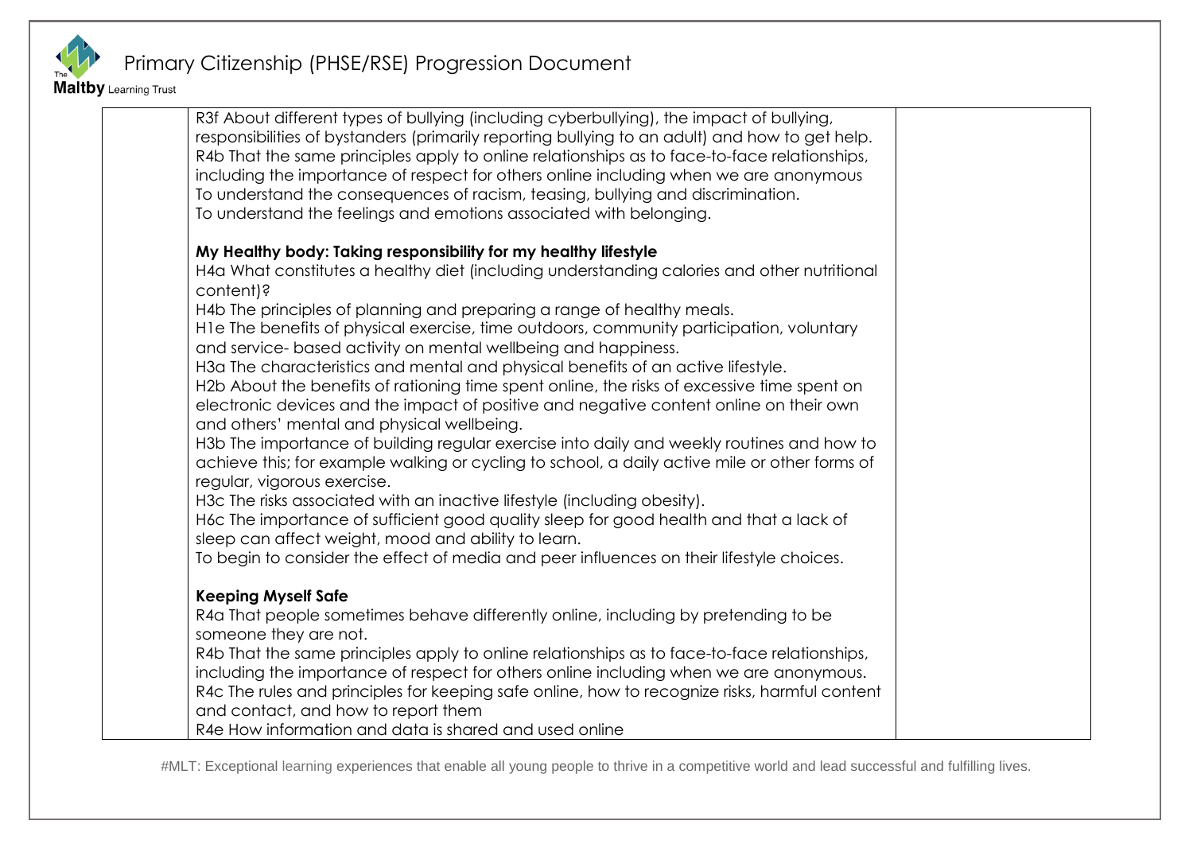| | | |
|---|---|---|
| | R3f About different types of bullying (including cyberbullying), the impact of bullying, responsibilities of bystanders (primarily reporting bullying to an adult) and how to get help.<br>R4b That the same principles apply to online relationships as to face-to-face relationships, including the importance of respect for others online including when we are anonymous<br>To understand the consequences of racism, teasing, bullying and discrimination.<br>To understand the feelings and emotions associated with belonging.<br><br>**My Healthy body: Taking responsibility for my healthy lifestyle**<br>H4a What constitutes a healthy diet (including understanding calories and other nutritional content)?<br>H4b The principles of planning and preparing a range of healthy meals.<br>H1e The benefits of physical exercise, time outdoors, community participation, voluntary and service- based activity on mental wellbeing and happiness.<br>H3a The characteristics and mental and physical benefits of an active lifestyle.<br>H2b About the benefits of rationing time spent online, the risks of excessive time spent on electronic devices and the impact of positive and negative content online on their own and others' mental and physical wellbeing.<br>H3b The importance of building regular exercise into daily and weekly routines and how to achieve this; for example walking or cycling to school, a daily active mile or other forms of regular, vigorous exercise.<br>H3c The risks associated with an inactive lifestyle (including obesity).<br>H6c The importance of sufficient good quality sleep for good health and that a lack of sleep can affect weight, mood and ability to learn.<br>To begin to consider the effect of media and peer influences on their lifestyle choices.<br><br>**Keeping Myself Safe**<br>R4a That people sometimes behave differently online, including by pretending to be someone they are not.<br>R4b That the same principles apply to online relationships as to face-to-face relationships, including the importance of respect for others online including when we are anonymous.<br>R4c The rules and principles for keeping safe online, how to recognize risks, harmful content and contact, and how to report them<br>R4e How information and data is shared and used online | |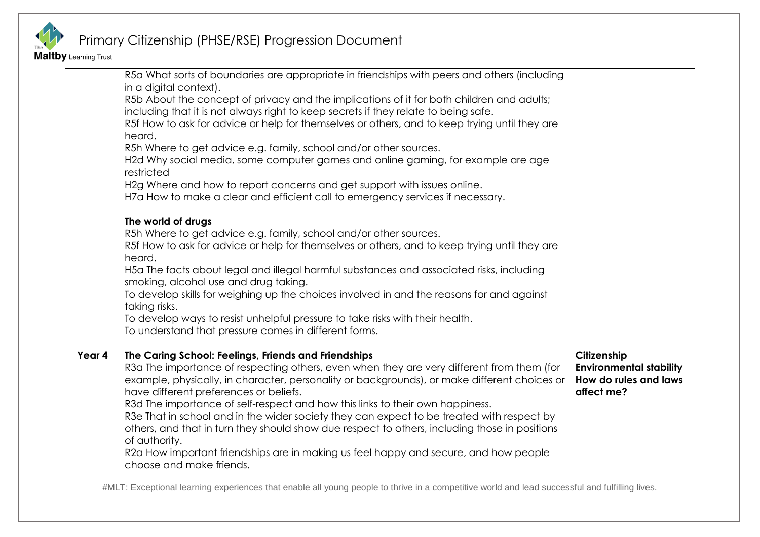| | | |
|---|---|---|
| | R5a What sorts of boundaries are appropriate in friendships with peers and others (including in a digital context).<br>R5b About the concept of privacy and the implications of it for both children and adults; including that it is not always right to keep secrets if they relate to being safe.<br>R5f How to ask for advice or help for themselves or others, and to keep trying until they are heard.<br>R5h Where to get advice e.g. family, school and/or other sources.<br>H2d Why social media, some computer games and online gaming, for example are age restricted<br>H2g Where and how to report concerns and get support with issues online.<br>H7a How to make a clear and efficient call to emergency services if necessary.<br><br>**The world of drugs**<br>R5h Where to get advice e.g. family, school and/or other sources.<br>R5f How to ask for advice or help for themselves or others, and to keep trying until they are heard.<br>H5a The facts about legal and illegal harmful substances and associated risks, including smoking, alcohol use and drug taking.<br>To develop skills for weighing up the choices involved in and the reasons for and against taking risks.<br>To develop ways to resist unhelpful pressure to take risks with their health.<br>To understand that pressure comes in different forms. | |
| **Year 4** | **The Caring School: Feelings, Friends and Friendships**<br>R3a The importance of respecting others, even when they are very different from them (for example, physically, in character, personality or backgrounds), or make different choices or have different preferences or beliefs.<br>R3d The importance of self-respect and how this links to their own happiness.<br>R3e That in school and in the wider society they can expect to be treated with respect by others, and that in turn they should show due respect to others, including those in positions of authority.<br>R2a How important friendships are in making us feel happy and secure, and how people choose and make friends. | **Citizenship**<br>**Environmental stability**<br>**How do rules and laws affect me?** |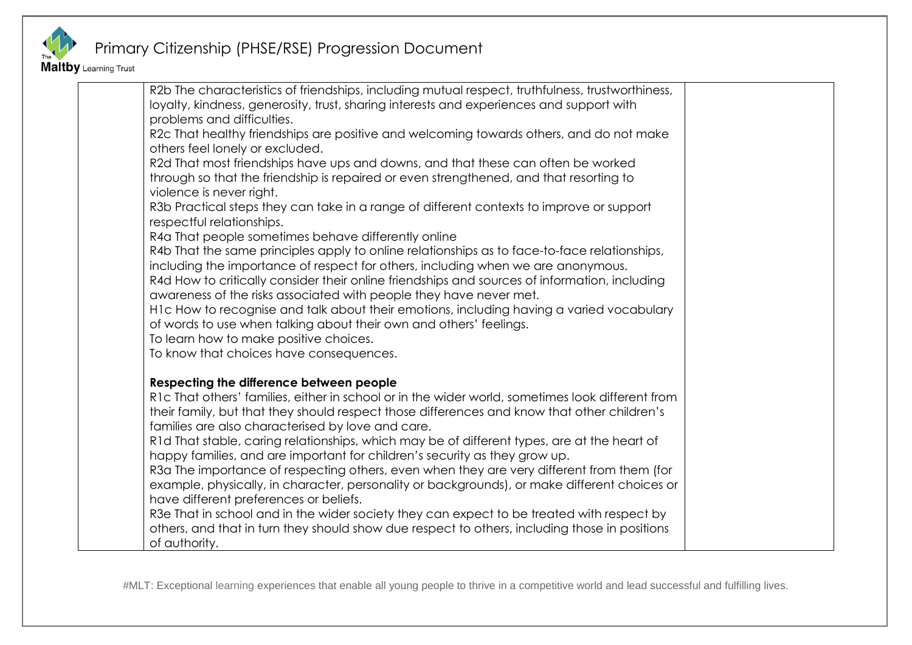| | | |
|---|---|---|
| | R2b The characteristics of friendships, including mutual respect, truthfulness, trustworthiness, loyalty, kindness, generosity, trust, sharing interests and experiences and support with problems and difficulties.<br>R2c That healthy friendships are positive and welcoming towards others, and do not make others feel lonely or excluded.<br>R2d That most friendships have ups and downs, and that these can often be worked through so that the friendship is repaired or even strengthened, and that resorting to violence is never right.<br>R3b Practical steps they can take in a range of different contexts to improve or support respectful relationships.<br>R4a That people sometimes behave differently online<br>R4b That the same principles apply to online relationships as to face-to-face relationships, including the importance of respect for others, including when we are anonymous.<br>R4d How to critically consider their online friendships and sources of information, including awareness of the risks associated with people they have never met.<br>H1c How to recognise and talk about their emotions, including having a varied vocabulary of words to use when talking about their own and others' feelings.<br>To learn how to make positive choices.<br>To know that choices have consequences.<br><br>**Respecting the difference between people**<br>R1c That others' families, either in school or in the wider world, sometimes look different from their family, but that they should respect those differences and know that other children's families are also characterised by love and care.<br>R1d That stable, caring relationships, which may be of different types, are at the heart of happy families, and are important for children's security as they grow up.<br>R3a The importance of respecting others, even when they are very different from them (for example, physically, in character, personality or backgrounds), or make different choices or have different preferences or beliefs.<br>R3e That in school and in the wider society they can expect to be treated with respect by others, and that in turn they should show due respect to others, including those in positions of authority. | |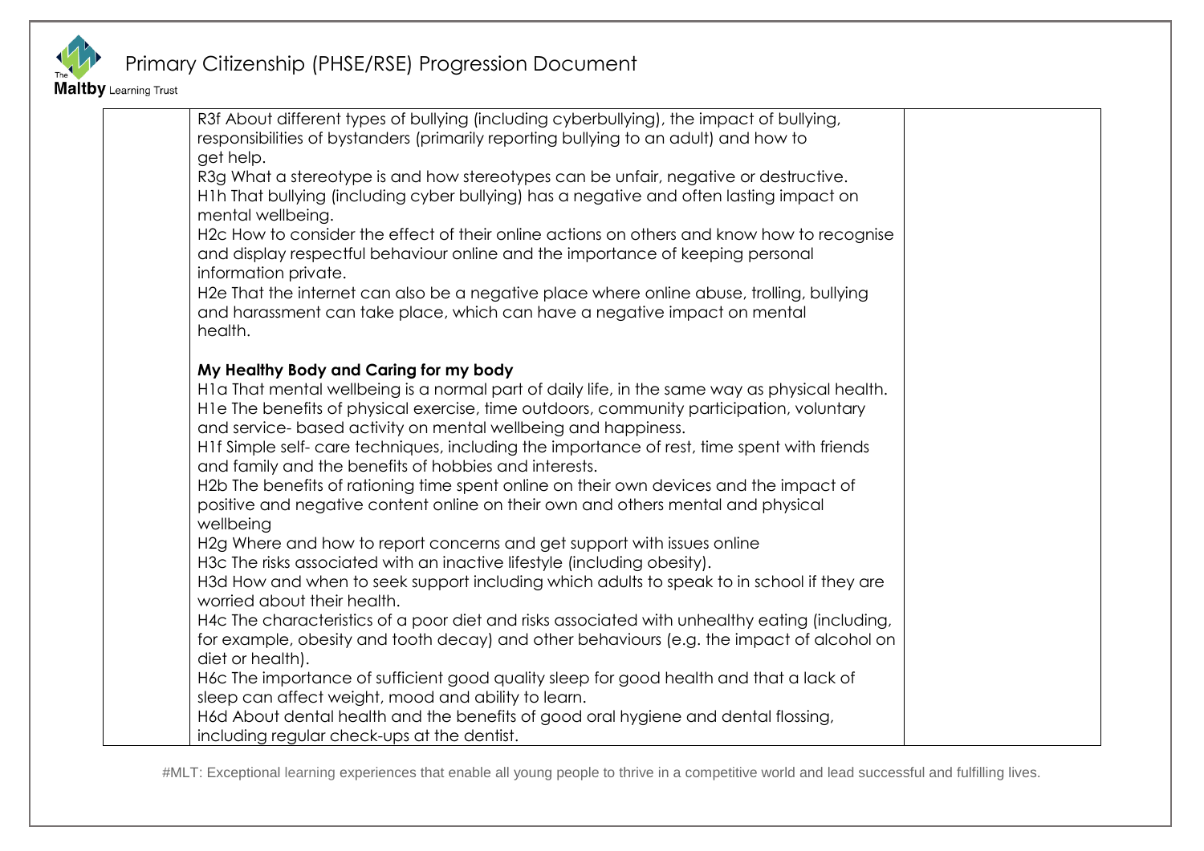| | | |
|---|---|---|
| | R3f About different types of bullying (including cyberbullying), the impact of bullying, responsibilities of bystanders (primarily reporting bullying to an adult) and how to get help.<br>R3g What a stereotype is and how stereotypes can be unfair, negative or destructive.<br>H1h That bullying (including cyber bullying) has a negative and often lasting impact on mental wellbeing.<br>H2c How to consider the effect of their online actions on others and know how to recognise and display respectful behaviour online and the importance of keeping personal information private.<br>H2e That the internet can also be a negative place where online abuse, trolling, bullying and harassment can take place, which can have a negative impact on mental health.<br><br>**My Healthy Body and Caring for my body**<br>H1a That mental wellbeing is a normal part of daily life, in the same way as physical health.<br>H1e The benefits of physical exercise, time outdoors, community participation, voluntary and service- based activity on mental wellbeing and happiness.<br>H1f Simple self- care techniques, including the importance of rest, time spent with friends and family and the benefits of hobbies and interests.<br>H2b The benefits of rationing time spent online on their own devices and the impact of positive and negative content online on their own and others mental and physical wellbeing<br>H2g Where and how to report concerns and get support with issues online<br>H3c The risks associated with an inactive lifestyle (including obesity).<br>H3d How and when to seek support including which adults to speak to in school if they are worried about their health.<br>H4c The characteristics of a poor diet and risks associated with unhealthy eating (including, for example, obesity and tooth decay) and other behaviours (e.g. the impact of alcohol on diet or health).<br>H6c The importance of sufficient good quality sleep for good health and that a lack of sleep can affect weight, mood and ability to learn.<br>H6d About dental health and the benefits of good oral hygiene and dental flossing, including regular check-ups at the dentist. | |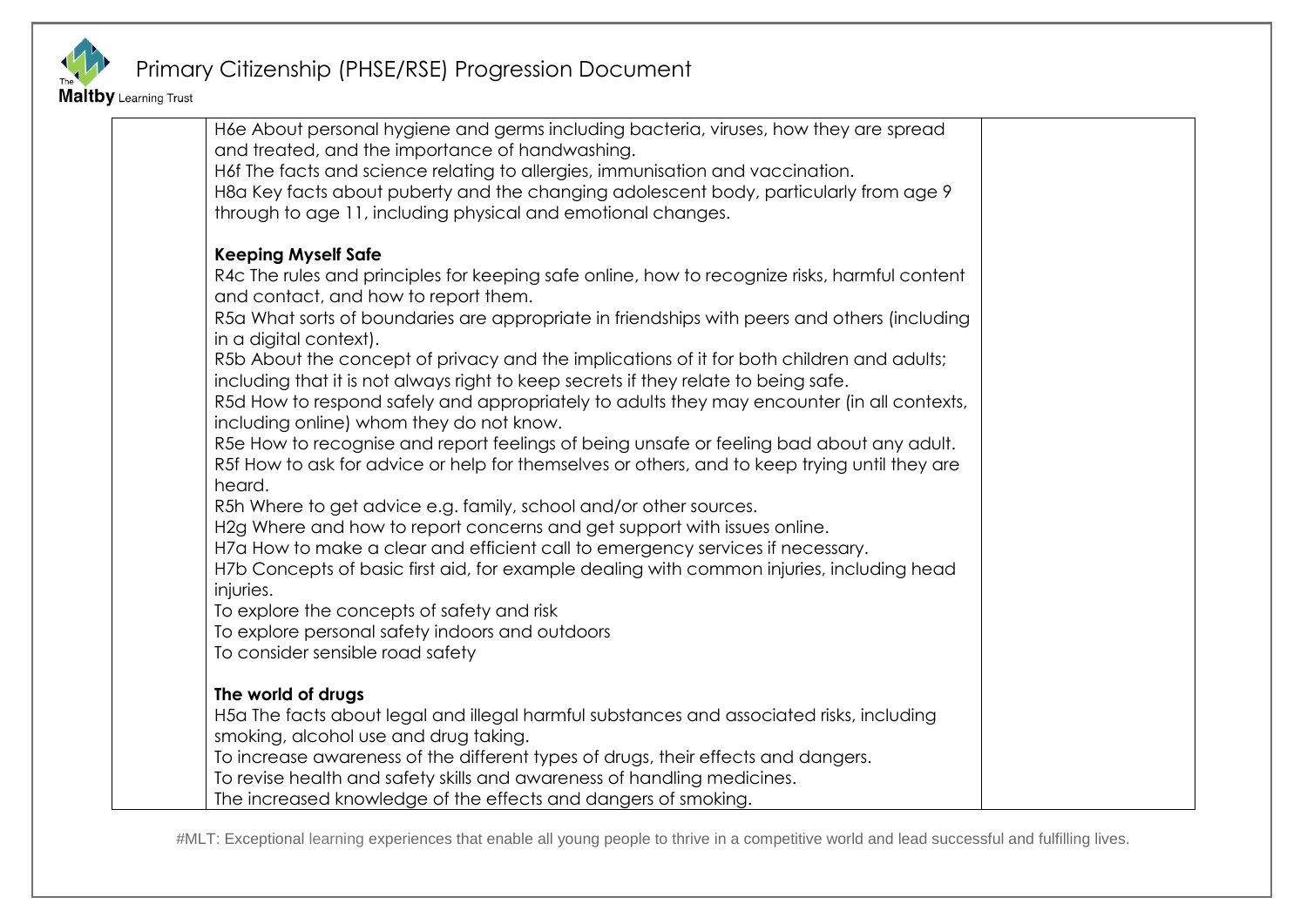| | | |
|---|---|---|
| | H6e About personal hygiene and germs including bacteria, viruses, how they are spread and treated, and the importance of handwashing.<br>H6f The facts and science relating to allergies, immunisation and vaccination.<br>H8a Key facts about puberty and the changing adolescent body, particularly from age 9 through to age 11, including physical and emotional changes.<br><br>**Keeping Myself Safe**<br>R4c The rules and principles for keeping safe online, how to recognize risks, harmful content and contact, and how to report them.<br>R5a What sorts of boundaries are appropriate in friendships with peers and others (including in a digital context).<br>R5b About the concept of privacy and the implications of it for both children and adults; including that it is not always right to keep secrets if they relate to being safe.<br>R5d How to respond safely and appropriately to adults they may encounter (in all contexts, including online) whom they do not know.<br>R5e How to recognise and report feelings of being unsafe or feeling bad about any adult.<br>R5f How to ask for advice or help for themselves or others, and to keep trying until they are heard.<br>R5h Where to get advice e.g. family, school and/or other sources.<br>H2g Where and how to report concerns and get support with issues online.<br>H7a How to make a clear and efficient call to emergency services if necessary.<br>H7b Concepts of basic first aid, for example dealing with common injuries, including head injuries.<br>To explore the concepts of safety and risk<br>To explore personal safety indoors and outdoors<br>To consider sensible road safety<br><br>**The world of drugs**<br>H5a The facts about legal and illegal harmful substances and associated risks, including smoking, alcohol use and drug taking.<br>To increase awareness of the different types of drugs, their effects and dangers.<br>To revise health and safety skills and awareness of handling medicines.<br>The increased knowledge of the effects and dangers of smoking. | |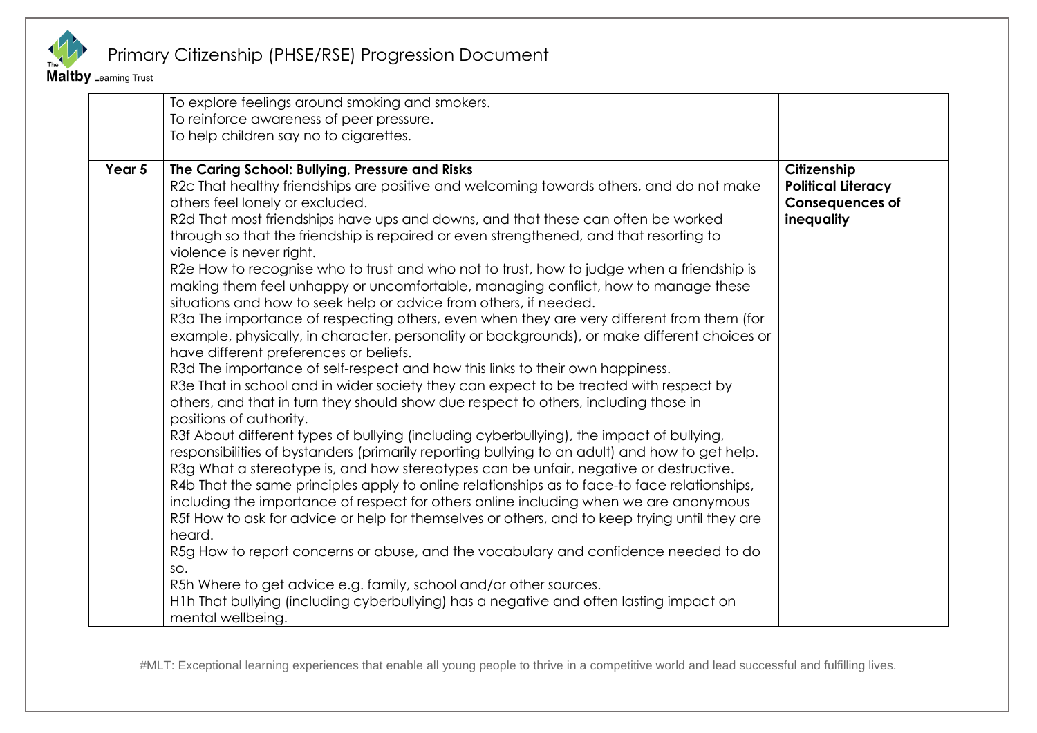| | | |
|---|---|---|
| | To explore feelings around smoking and smokers.<br>To reinforce awareness of peer pressure.<br>To help children say no to cigarettes. | |
| **Year 5** | **The Caring School: Bullying, Pressure and Risks**<br>R2c That healthy friendships are positive and welcoming towards others, and do not make others feel lonely or excluded.<br>R2d That most friendships have ups and downs, and that these can often be worked through so that the friendship is repaired or even strengthened, and that resorting to violence is never right.<br>R2e How to recognise who to trust and who not to trust, how to judge when a friendship is making them feel unhappy or uncomfortable, managing conflict, how to manage these situations and how to seek help or advice from others, if needed.<br>R3a The importance of respecting others, even when they are very different from them (for example, physically, in character, personality or backgrounds), or make different choices or have different preferences or beliefs.<br>R3d The importance of self-respect and how this links to their own happiness.<br>R3e That in school and in wider society they can expect to be treated with respect by others, and that in turn they should show due respect to others, including those in positions of authority.<br>R3f About different types of bullying (including cyberbullying), the impact of bullying, responsibilities of bystanders (primarily reporting bullying to an adult) and how to get help.<br>R3g What a stereotype is, and how stereotypes can be unfair, negative or destructive.<br>R4b That the same principles apply to online relationships as to face-to face relationships, including the importance of respect for others online including when we are anonymous<br>R5f How to ask for advice or help for themselves or others, and to keep trying until they are heard.<br>R5g How to report concerns or abuse, and the vocabulary and confidence needed to do so.<br>R5h Where to get advice e.g. family, school and/or other sources.<br>H1h That bullying (including cyberbullying) has a negative and often lasting impact on mental wellbeing. | **Citizenship**<br>**Political Literacy**<br>**Consequences of inequality** |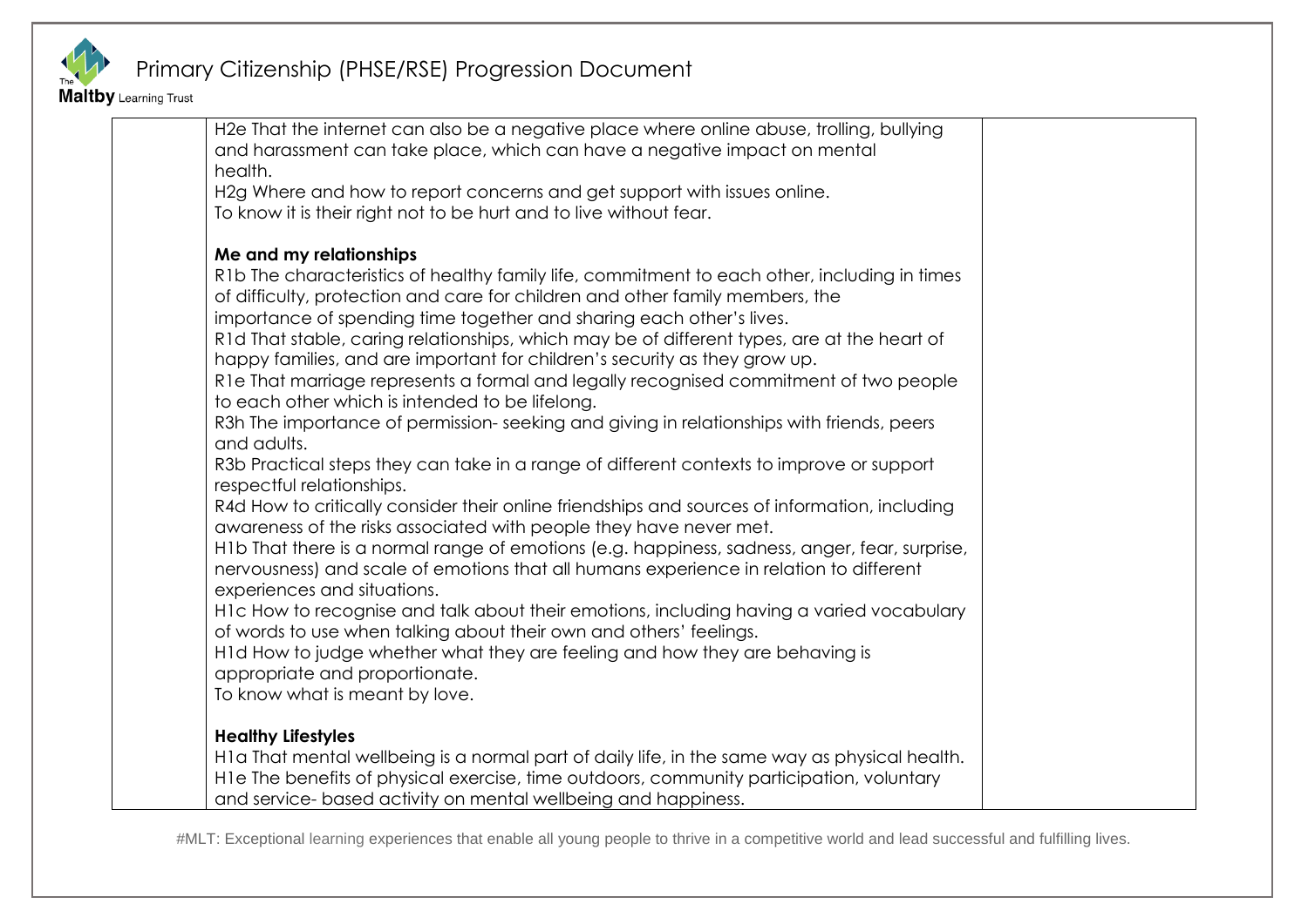| | | |
|---|---|---|
| | H2e That the internet can also be a negative place where online abuse, trolling, bullying and harassment can take place, which can have a negative impact on mental health.<br>H2g Where and how to report concerns and get support with issues online.<br>To know it is their right not to be hurt and to live without fear.<br><br>**Me and my relationships**<br>R1b The characteristics of healthy family life, commitment to each other, including in times of difficulty, protection and care for children and other family members, the importance of spending time together and sharing each other's lives.<br>R1d That stable, caring relationships, which may be of different types, are at the heart of happy families, and are important for children's security as they grow up.<br>R1e That marriage represents a formal and legally recognised commitment of two people to each other which is intended to be lifelong.<br>R3h The importance of permission- seeking and giving in relationships with friends, peers and adults.<br>R3b Practical steps they can take in a range of different contexts to improve or support respectful relationships.<br>R4d How to critically consider their online friendships and sources of information, including awareness of the risks associated with people they have never met.<br>H1b That there is a normal range of emotions (e.g. happiness, sadness, anger, fear, surprise, nervousness) and scale of emotions that all humans experience in relation to different experiences and situations.<br>H1c How to recognise and talk about their emotions, including having a varied vocabulary of words to use when talking about their own and others' feelings.<br>H1d How to judge whether what they are feeling and how they are behaving is appropriate and proportionate.<br>To know what is meant by love.<br><br>**Healthy Lifestyles**<br>H1a That mental wellbeing is a normal part of daily life, in the same way as physical health.<br>H1e The benefits of physical exercise, time outdoors, community participation, voluntary and service- based activity on mental wellbeing and happiness. | |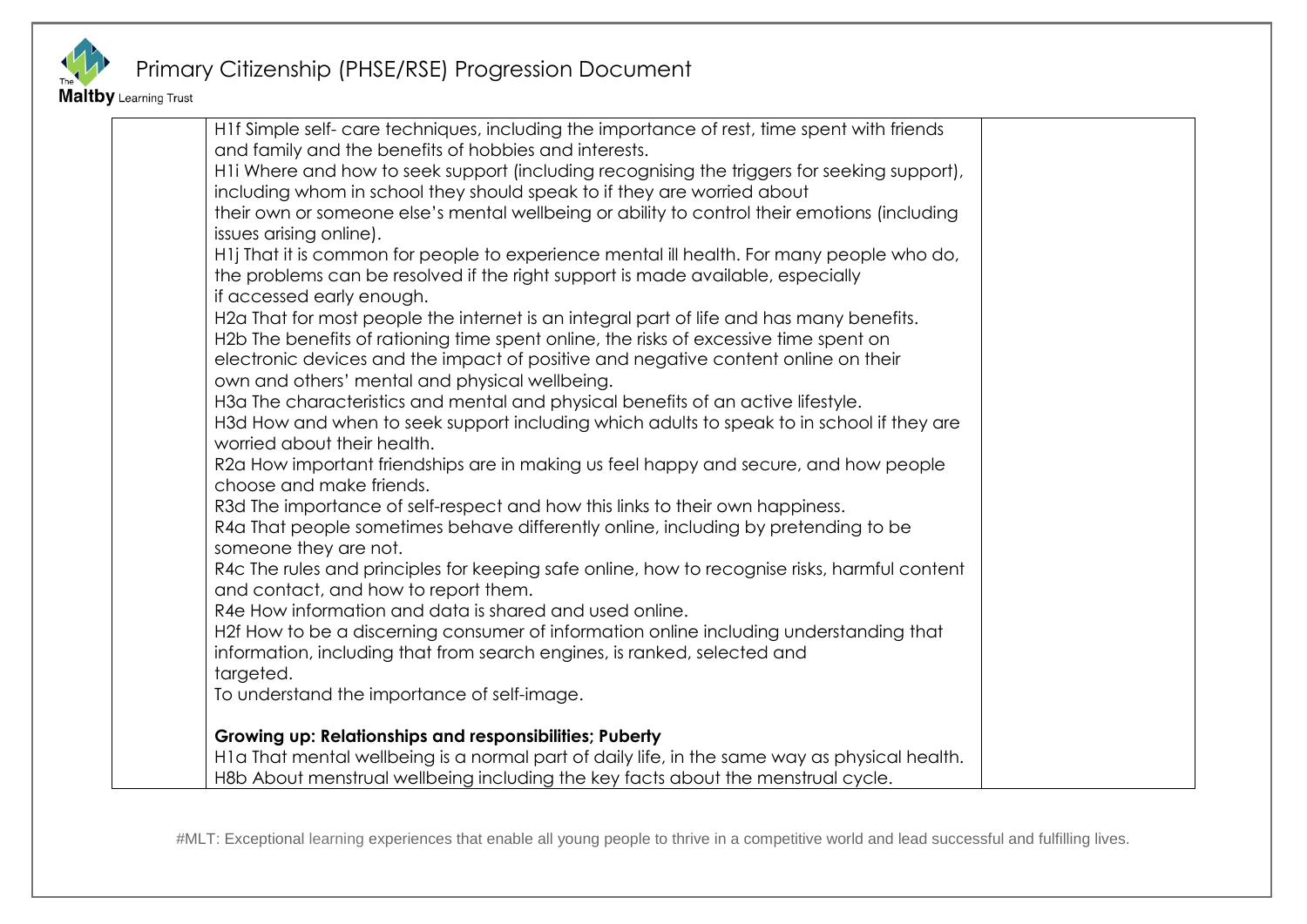| | | |
|---|---|---|
| | H1f Simple self- care techniques, including the importance of rest, time spent with friends and family and the benefits of hobbies and interests.<br>H1i Where and how to seek support (including recognising the triggers for seeking support), including whom in school they should speak to if they are worried about their own or someone else's mental wellbeing or ability to control their emotions (including issues arising online).<br>H1j That it is common for people to experience mental ill health. For many people who do, the problems can be resolved if the right support is made available, especially if accessed early enough.<br>H2a That for most people the internet is an integral part of life and has many benefits.<br>H2b The benefits of rationing time spent online, the risks of excessive time spent on electronic devices and the impact of positive and negative content online on their own and others' mental and physical wellbeing.<br>H3a The characteristics and mental and physical benefits of an active lifestyle.<br>H3d How and when to seek support including which adults to speak to in school if they are worried about their health.<br>R2a How important friendships are in making us feel happy and secure, and how people choose and make friends.<br>R3d The importance of self-respect and how this links to their own happiness.<br>R4a That people sometimes behave differently online, including by pretending to be someone they are not.<br>R4c The rules and principles for keeping safe online, how to recognise risks, harmful content and contact, and how to report them.<br>R4e How information and data is shared and used online.<br>H2f How to be a discerning consumer of information online including understanding that information, including that from search engines, is ranked, selected and targeted.<br>To understand the importance of self-image.<br><br>**Growing up: Relationships and responsibilities; Puberty**<br>H1a That mental wellbeing is a normal part of daily life, in the same way as physical health.<br>H8b About menstrual wellbeing including the key facts about the menstrual cycle. | |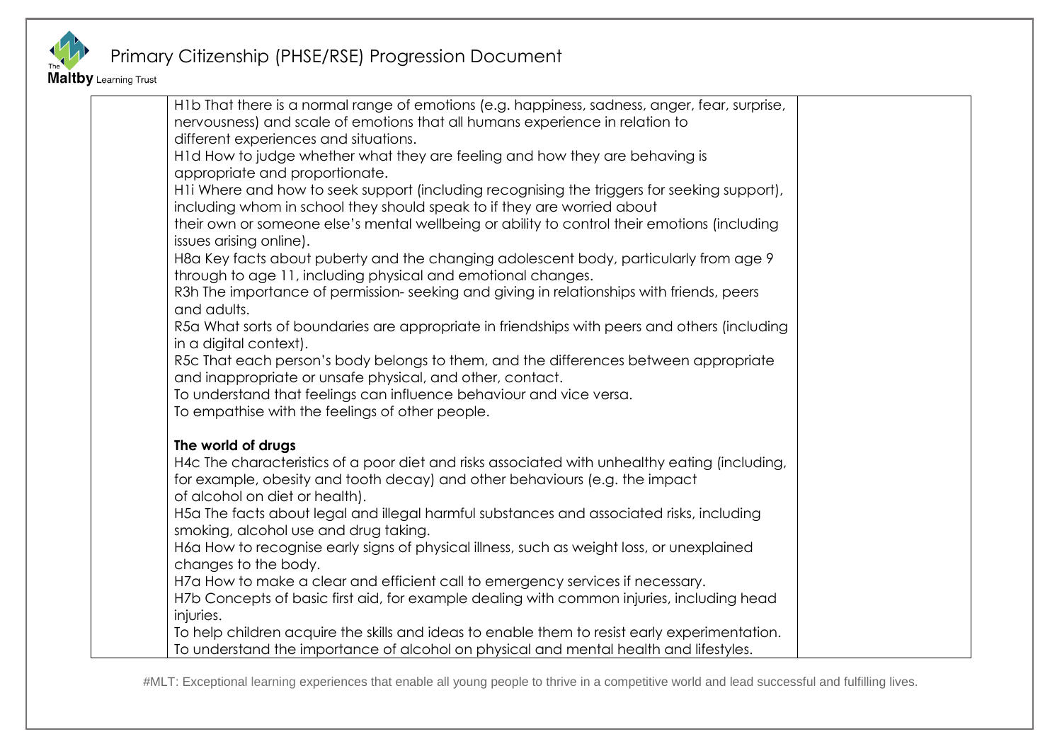| | | |
|---|---|---|
| | H1b That there is a normal range of emotions (e.g. happiness, sadness, anger, fear, surprise, nervousness) and scale of emotions that all humans experience in relation to different experiences and situations.<br>H1d How to judge whether what they are feeling and how they are behaving is appropriate and proportionate.<br>H1i Where and how to seek support (including recognising the triggers for seeking support), including whom in school they should speak to if they are worried about their own or someone else's mental wellbeing or ability to control their emotions (including issues arising online).<br>H8a Key facts about puberty and the changing adolescent body, particularly from age 9 through to age 11, including physical and emotional changes.<br>R3h The importance of permission- seeking and giving in relationships with friends, peers and adults.<br>R5a What sorts of boundaries are appropriate in friendships with peers and others (including in a digital context).<br>R5c That each person's body belongs to them, and the differences between appropriate and inappropriate or unsafe physical, and other, contact.<br>To understand that feelings can influence behaviour and vice versa.<br>To empathise with the feelings of other people.<br><br>**The world of drugs**<br>H4c The characteristics of a poor diet and risks associated with unhealthy eating (including, for example, obesity and tooth decay) and other behaviours (e.g. the impact of alcohol on diet or health).<br>H5a The facts about legal and illegal harmful substances and associated risks, including smoking, alcohol use and drug taking.<br>H6a How to recognise early signs of physical illness, such as weight loss, or unexplained changes to the body.<br>H7a How to make a clear and efficient call to emergency services if necessary.<br>H7b Concepts of basic first aid, for example dealing with common injuries, including head injuries.<br>To help children acquire the skills and ideas to enable them to resist early experimentation.<br>To understand the importance of alcohol on physical and mental health and lifestyles. | |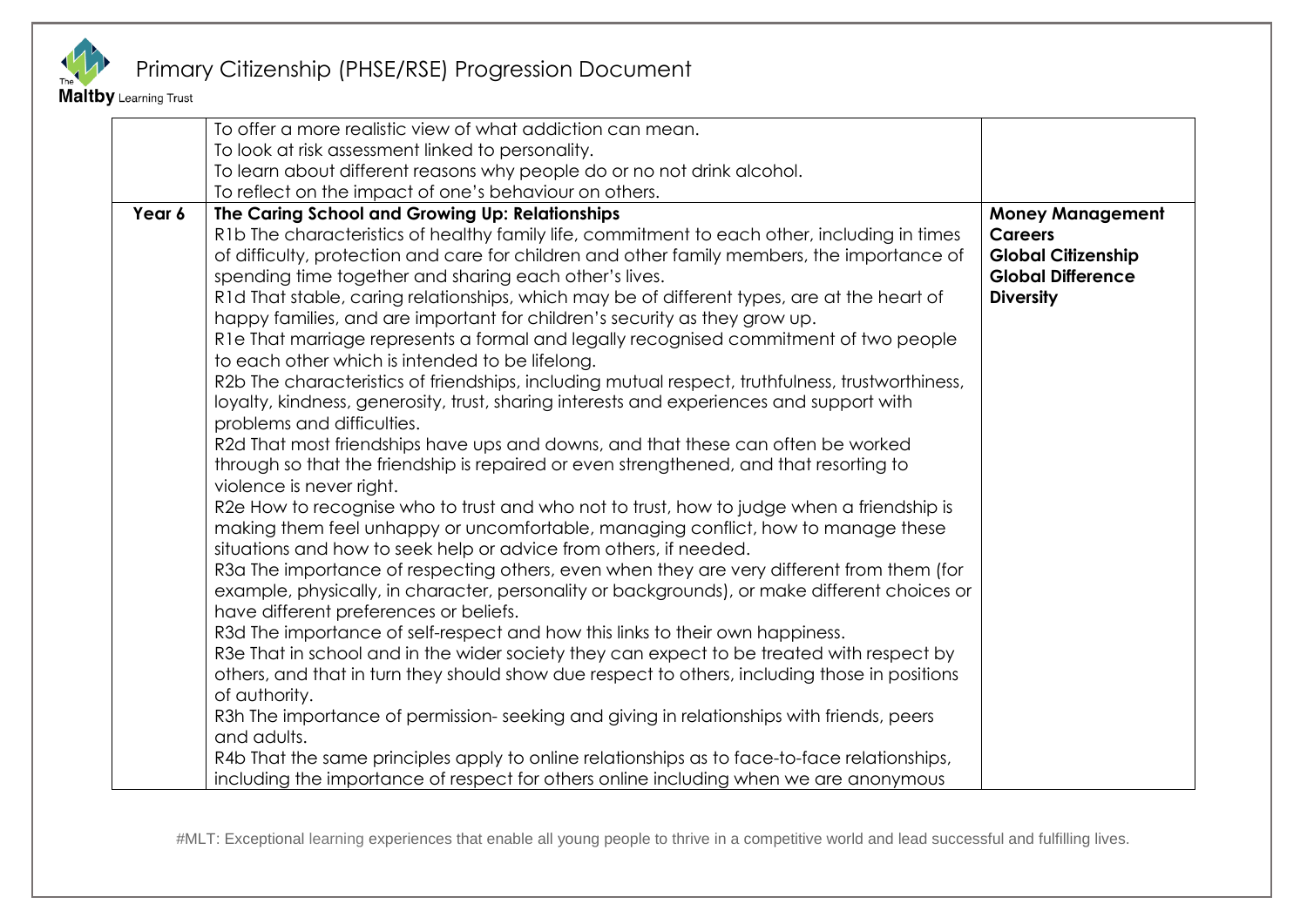| | | |
|---|---|---|
| | To offer a more realistic view of what addiction can mean.<br>To look at risk assessment linked to personality.<br>To learn about different reasons why people do or no not drink alcohol.<br>To reflect on the impact of one's behaviour on others. | |
| **Year 6** | **The Caring School and Growing Up: Relationships**<br>R1b The characteristics of healthy family life, commitment to each other, including in times of difficulty, protection and care for children and other family members, the importance of spending time together and sharing each other's lives.<br>R1d That stable, caring relationships, which may be of different types, are at the heart of happy families, and are important for children's security as they grow up.<br>R1e That marriage represents a formal and legally recognised commitment of two people to each other which is intended to be lifelong.<br>R2b The characteristics of friendships, including mutual respect, truthfulness, trustworthiness, loyalty, kindness, generosity, trust, sharing interests and experiences and support with problems and difficulties.<br>R2d That most friendships have ups and downs, and that these can often be worked through so that the friendship is repaired or even strengthened, and that resorting to violence is never right.<br>R2e How to recognise who to trust and who not to trust, how to judge when a friendship is making them feel unhappy or uncomfortable, managing conflict, how to manage these situations and how to seek help or advice from others, if needed.<br>R3a The importance of respecting others, even when they are very different from them (for example, physically, in character, personality or backgrounds), or make different choices or have different preferences or beliefs.<br>R3d The importance of self-respect and how this links to their own happiness.<br>R3e That in school and in the wider society they can expect to be treated with respect by others, and that in turn they should show due respect to others, including those in positions of authority.<br>R3h The importance of permission- seeking and giving in relationships with friends, peers and adults.<br>R4b That the same principles apply to online relationships as to face-to-face relationships, including the importance of respect for others online including when we are anonymous | **Money Management**<br>**Careers**<br>**Global Citizenship**<br>**Global Difference**<br>**Diversity** |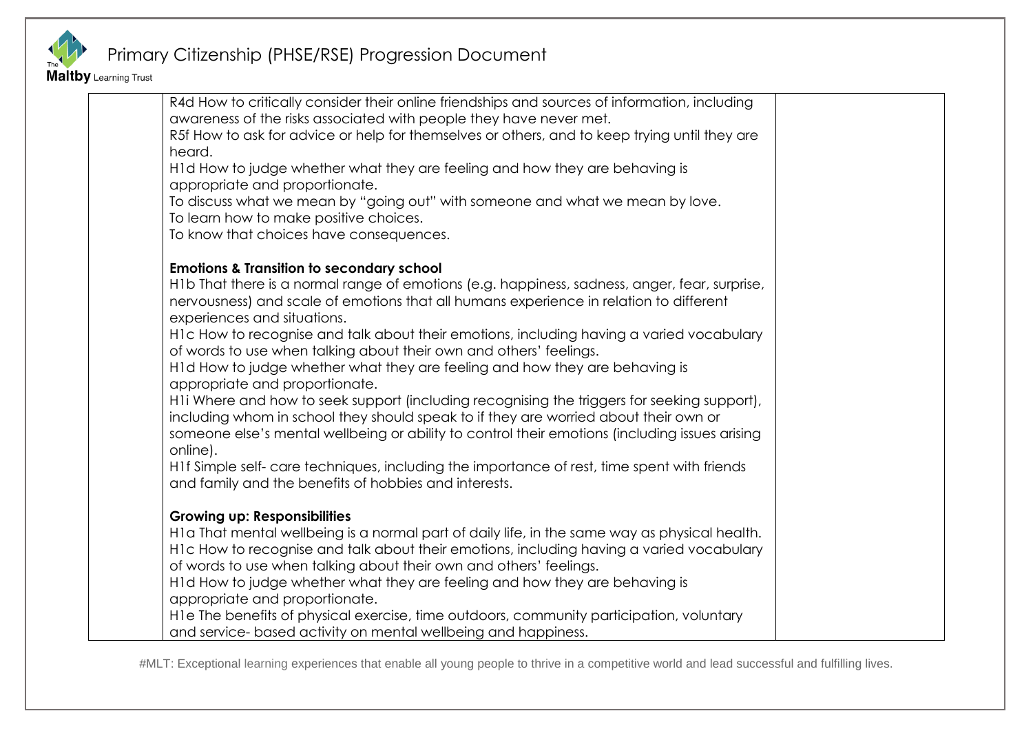| | | |
|---|---|---|
| | R4d How to critically consider their online friendships and sources of information, including awareness of the risks associated with people they have never met.<br>R5f How to ask for advice or help for themselves or others, and to keep trying until they are heard.<br>H1d How to judge whether what they are feeling and how they are behaving is appropriate and proportionate.<br>To discuss what we mean by "going out" with someone and what we mean by love.<br>To learn how to make positive choices.<br>To know that choices have consequences.<br><br>**Emotions & Transition to secondary school**<br>H1b That there is a normal range of emotions (e.g. happiness, sadness, anger, fear, surprise, nervousness) and scale of emotions that all humans experience in relation to different experiences and situations.<br>H1c How to recognise and talk about their emotions, including having a varied vocabulary of words to use when talking about their own and others' feelings.<br>H1d How to judge whether what they are feeling and how they are behaving is appropriate and proportionate.<br>H1i Where and how to seek support (including recognising the triggers for seeking support), including whom in school they should speak to if they are worried about their own or someone else's mental wellbeing or ability to control their emotions (including issues arising online).<br>H1f Simple self- care techniques, including the importance of rest, time spent with friends and family and the benefits of hobbies and interests.<br><br>**Growing up: Responsibilities**<br>H1a That mental wellbeing is a normal part of daily life, in the same way as physical health.<br>H1c How to recognise and talk about their emotions, including having a varied vocabulary of words to use when talking about their own and others' feelings.<br>H1d How to judge whether what they are feeling and how they are behaving is appropriate and proportionate.<br>H1e The benefits of physical exercise, time outdoors, community participation, voluntary and service- based activity on mental wellbeing and happiness. | |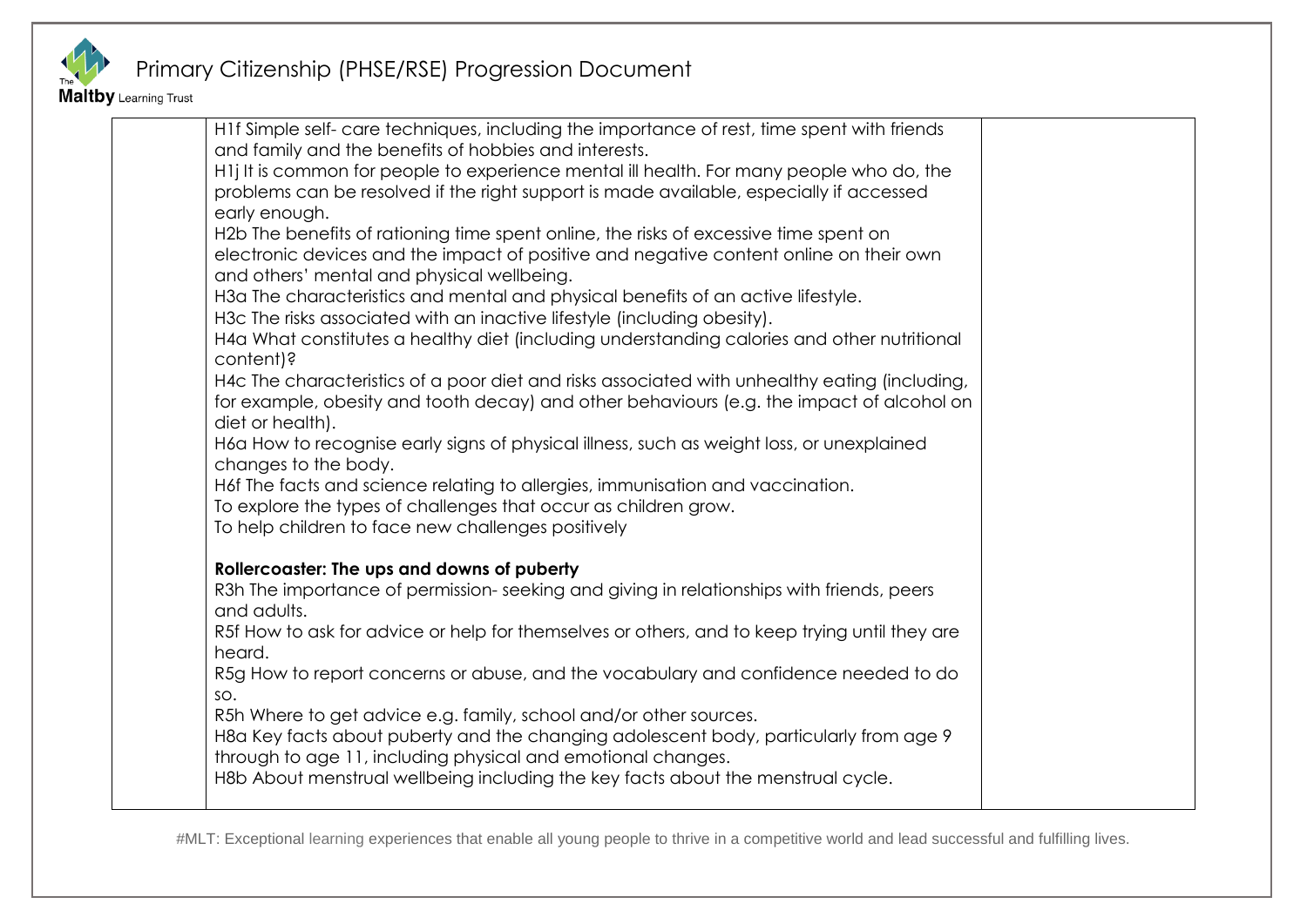| | | |
|---|---|---|
| | H1f Simple self- care techniques, including the importance of rest, time spent with friends and family and the benefits of hobbies and interests.<br>H1j It is common for people to experience mental ill health. For many people who do, the problems can be resolved if the right support is made available, especially if accessed early enough.<br>H2b The benefits of rationing time spent online, the risks of excessive time spent on electronic devices and the impact of positive and negative content online on their own and others' mental and physical wellbeing.<br>H3a The characteristics and mental and physical benefits of an active lifestyle.<br>H3c The risks associated with an inactive lifestyle (including obesity).<br>H4a What constitutes a healthy diet (including understanding calories and other nutritional content)?<br>H4c The characteristics of a poor diet and risks associated with unhealthy eating (including, for example, obesity and tooth decay) and other behaviours (e.g. the impact of alcohol on diet or health).<br>H6a How to recognise early signs of physical illness, such as weight loss, or unexplained changes to the body.<br>H6f The facts and science relating to allergies, immunisation and vaccination.<br>To explore the types of challenges that occur as children grow.<br>To help children to face new challenges positively<br><br>**Rollercoaster: The ups and downs of puberty**<br>R3h The importance of permission- seeking and giving in relationships with friends, peers and adults.<br>R5f How to ask for advice or help for themselves or others, and to keep trying until they are heard.<br>R5g How to report concerns or abuse, and the vocabulary and confidence needed to do so.<br>R5h Where to get advice e.g. family, school and/or other sources.<br>H8a Key facts about puberty and the changing adolescent body, particularly from age 9 through to age 11, including physical and emotional changes.<br>H8b About menstrual wellbeing including the key facts about the menstrual cycle. | |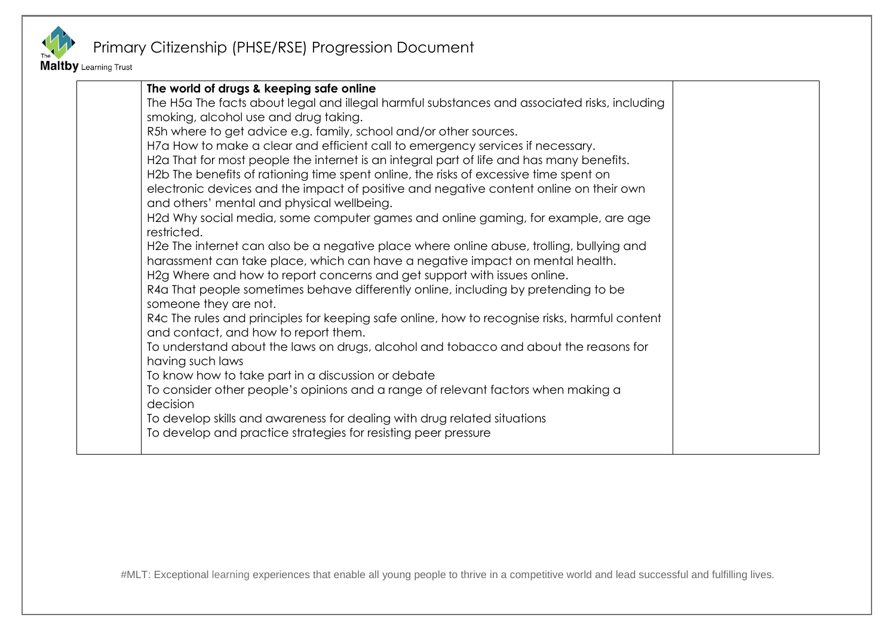| | | |
|---|---|---|
| | **The world of drugs & keeping safe online**<br>The H5a The facts about legal and illegal harmful substances and associated risks, including smoking, alcohol use and drug taking.<br>R5h where to get advice e.g. family, school and/or other sources.<br>H7a How to make a clear and efficient call to emergency services if necessary.<br>H2a That for most people the internet is an integral part of life and has many benefits.<br>H2b The benefits of rationing time spent online, the risks of excessive time spent on electronic devices and the impact of positive and negative content online on their own and others' mental and physical wellbeing.<br>H2d Why social media, some computer games and online gaming, for example, are age restricted.<br>H2e The internet can also be a negative place where online abuse, trolling, bullying and harassment can take place, which can have a negative impact on mental health.<br>H2g Where and how to report concerns and get support with issues online.<br>R4a That people sometimes behave differently online, including by pretending to be someone they are not.<br>R4c The rules and principles for keeping safe online, how to recognise risks, harmful content and contact, and how to report them.<br>To understand about the laws on drugs, alcohol and tobacco and about the reasons for having such laws<br>To know how to take part in a discussion or debate<br>To consider other people's opinions and a range of relevant factors when making a decision<br>To develop skills and awareness for dealing with drug related situations<br>To develop and practice strategies for resisting peer pressure | |